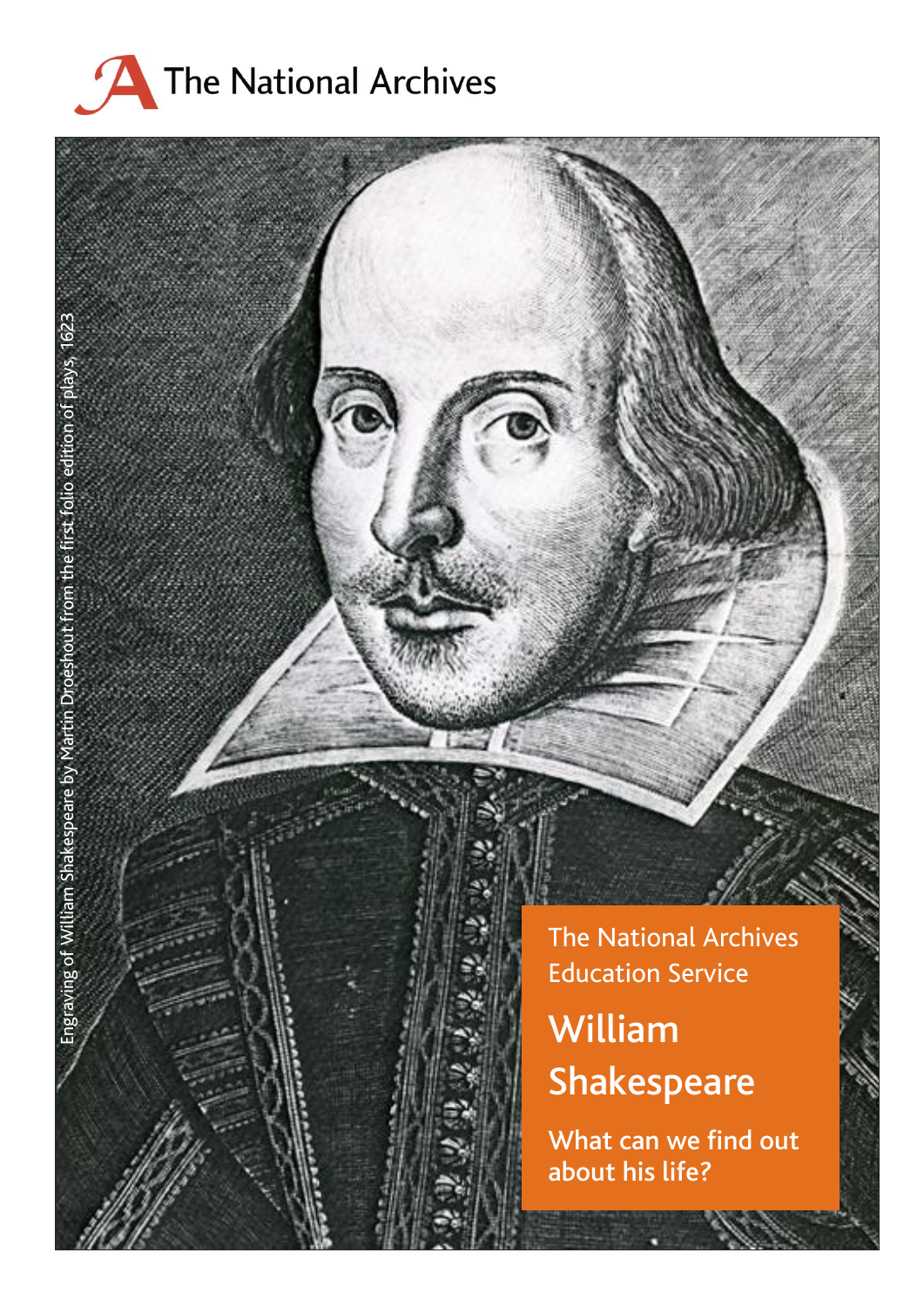The National Archives

Engraving of William Shakespeare by Martin Droeshout from the first folio edition of plays, 1623

The National Archives Education Service

# William Shakespeare

## What can we find out about his life?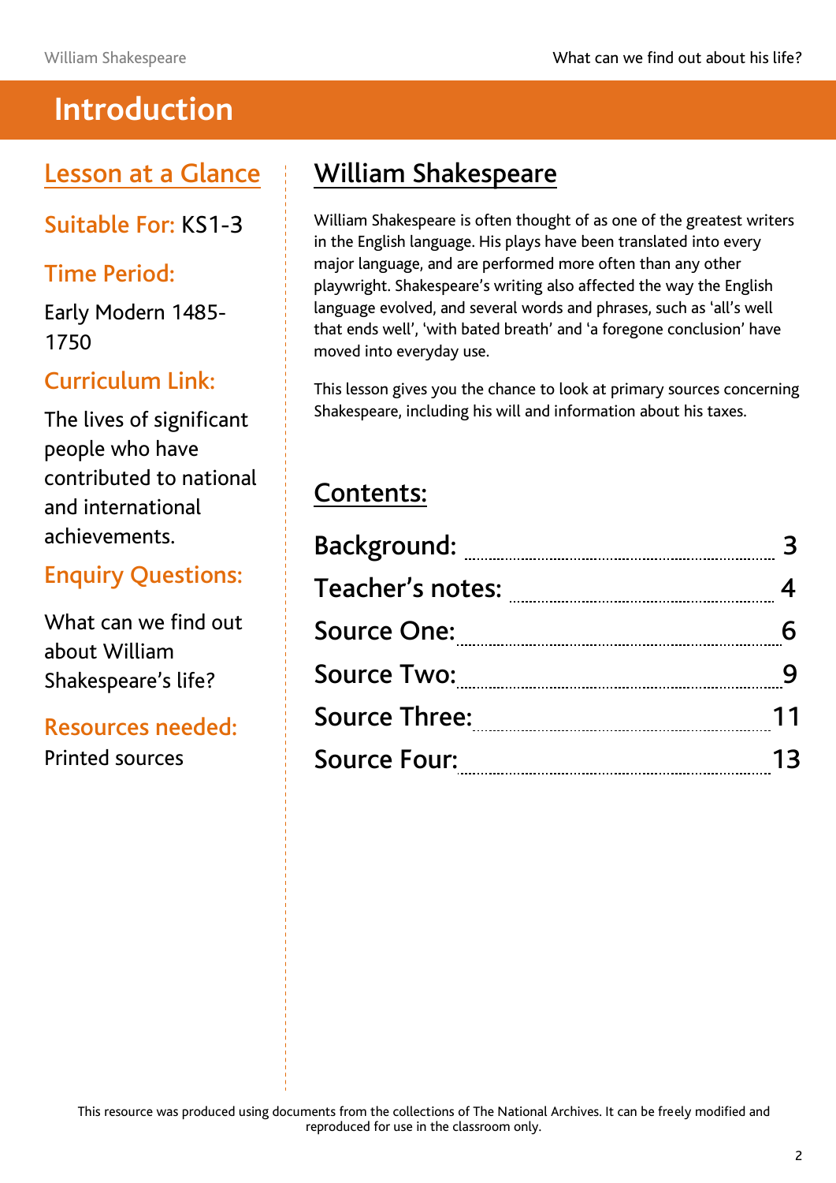# Introduction

## Lesson at a Glance

**Suitable For:** KS1-3

**Time Period:**

Early Modern 1485-1750

**Curriculum Link:**

The lives of significant people who have contributed to national and international achievements.

**Enquiry Questions:**

What can we find out about William Shakespeare's life?

**Resources needed:**

Printed sources

## William Shakespeare

William Shakespeare is often thought of as one of the greatest writers in the English language. His plays have been translated into every major language, and are performed more often than any other playwright. Shakespeare's writing also affected the way the English language evolved, and several words and phrases, such as 'all's well that ends well', 'with bated breath' and 'a foregone conclusion' have moved into everyday use.

This lesson gives you the chance to look at primary sources concerning Shakespeare, including his will and information about his taxes.

## Contents:

| | |
|---|---|
| Background: | 3 |
| Teacher's notes: | 4 |
| Source One: | 6 |
| Source Two: | 9 |
| Source Three: | 11 |
| Source Four: | 13 |

This resource was produced using documents from the collections of The National Archives. It can be freely modified and reproduced for use in the classroom only.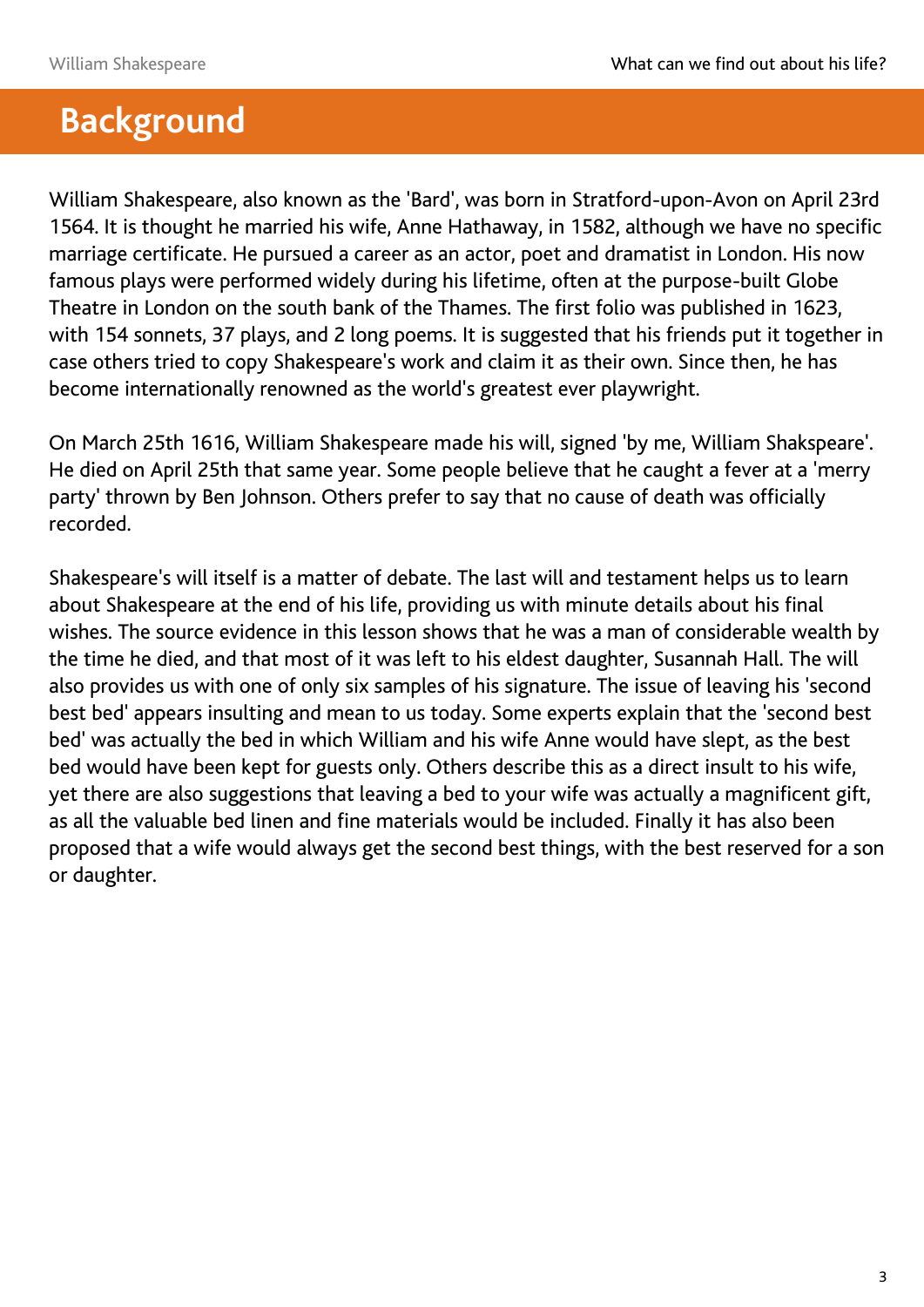# Background

William Shakespeare, also known as the 'Bard', was born in Stratford-upon-Avon on April 23rd 1564. It is thought he married his wife, Anne Hathaway, in 1582, although we have no specific marriage certificate. He pursued a career as an actor, poet and dramatist in London. His now famous plays were performed widely during his lifetime, often at the purpose-built Globe Theatre in London on the south bank of the Thames. The first folio was published in 1623, with 154 sonnets, 37 plays, and 2 long poems. It is suggested that his friends put it together in case others tried to copy Shakespeare's work and claim it as their own. Since then, he has become internationally renowned as the world's greatest ever playwright.

On March 25th 1616, William Shakespeare made his will, signed 'by me, William Shakspeare'. He died on April 25th that same year. Some people believe that he caught a fever at a 'merry party' thrown by Ben Johnson. Others prefer to say that no cause of death was officially recorded.

Shakespeare's will itself is a matter of debate. The last will and testament helps us to learn about Shakespeare at the end of his life, providing us with minute details about his final wishes. The source evidence in this lesson shows that he was a man of considerable wealth by the time he died, and that most of it was left to his eldest daughter, Susannah Hall. The will also provides us with one of only six samples of his signature. The issue of leaving his 'second best bed' appears insulting and mean to us today. Some experts explain that the 'second best bed' was actually the bed in which William and his wife Anne would have slept, as the best bed would have been kept for guests only. Others describe this as a direct insult to his wife, yet there are also suggestions that leaving a bed to your wife was actually a magnificent gift, as all the valuable bed linen and fine materials would be included. Finally it has also been proposed that a wife would always get the second best things, with the best reserved for a son or daughter.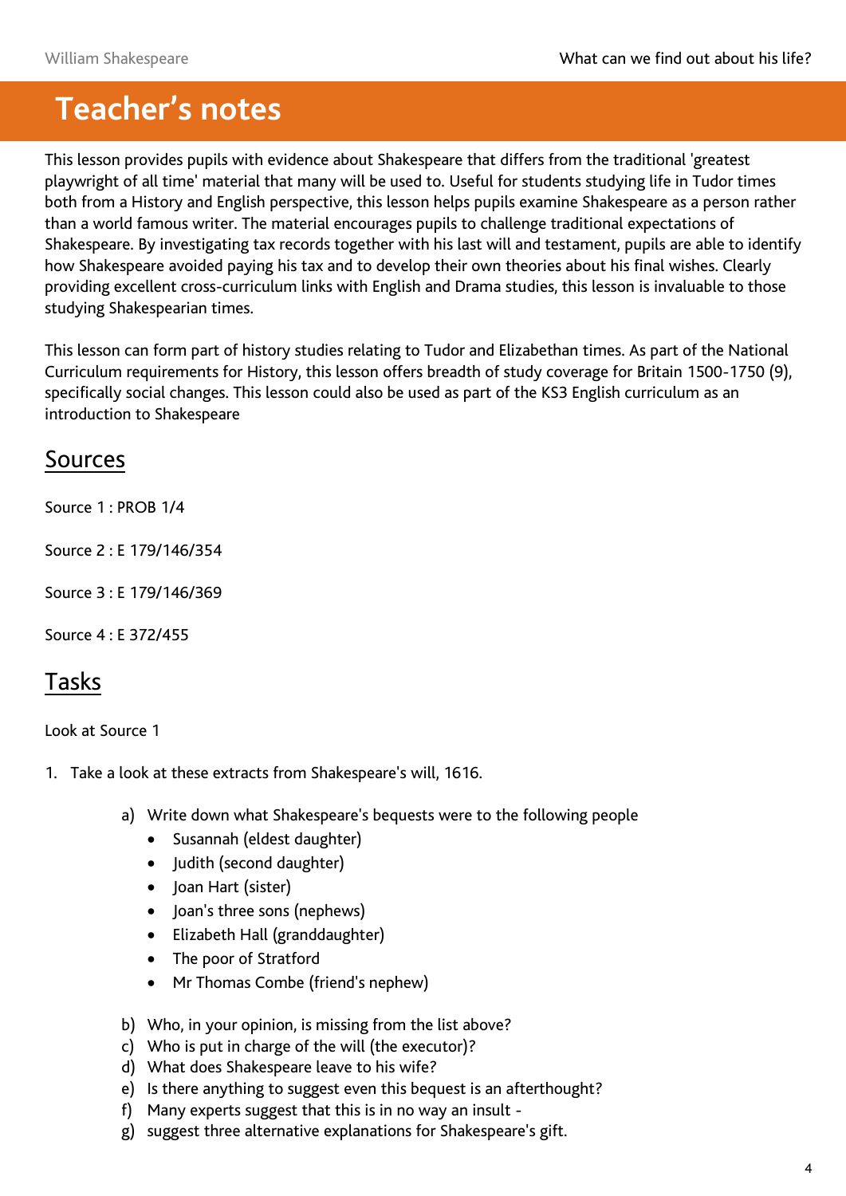# Teacher's notes

This lesson provides pupils with evidence about Shakespeare that differs from the traditional 'greatest playwright of all time' material that many will be used to. Useful for students studying life in Tudor times both from a History and English perspective, this lesson helps pupils examine Shakespeare as a person rather than a world famous writer. The material encourages pupils to challenge traditional expectations of Shakespeare. By investigating tax records together with his last will and testament, pupils are able to identify how Shakespeare avoided paying his tax and to develop their own theories about his final wishes. Clearly providing excellent cross-curriculum links with English and Drama studies, this lesson is invaluable to those studying Shakespearian times.

This lesson can form part of history studies relating to Tudor and Elizabethan times. As part of the National Curriculum requirements for History, this lesson offers breadth of study coverage for Britain 1500-1750 (9), specifically social changes. This lesson could also be used as part of the KS3 English curriculum as an introduction to Shakespeare

## Sources

Source 1 : PROB 1/4

Source 2 : E 179/146/354

Source 3 : E 179/146/369

Source 4 : E 372/455

## Tasks

Look at Source 1

1. Take a look at these extracts from Shakespeare's will, 1616.

   a) Write down what Shakespeare's bequests were to the following people
      - Susannah (eldest daughter)
      - Judith (second daughter)
      - Joan Hart (sister)
      - Joan's three sons (nephews)
      - Elizabeth Hall (granddaughter)
      - The poor of Stratford
      - Mr Thomas Combe (friend's nephew)

   b) Who, in your opinion, is missing from the list above?
   c) Who is put in charge of the will (the executor)?
   d) What does Shakespeare leave to his wife?
   e) Is there anything to suggest even this bequest is an afterthought?
   f) Many experts suggest that this is in no way an insult -
   g) suggest three alternative explanations for Shakespeare's gift.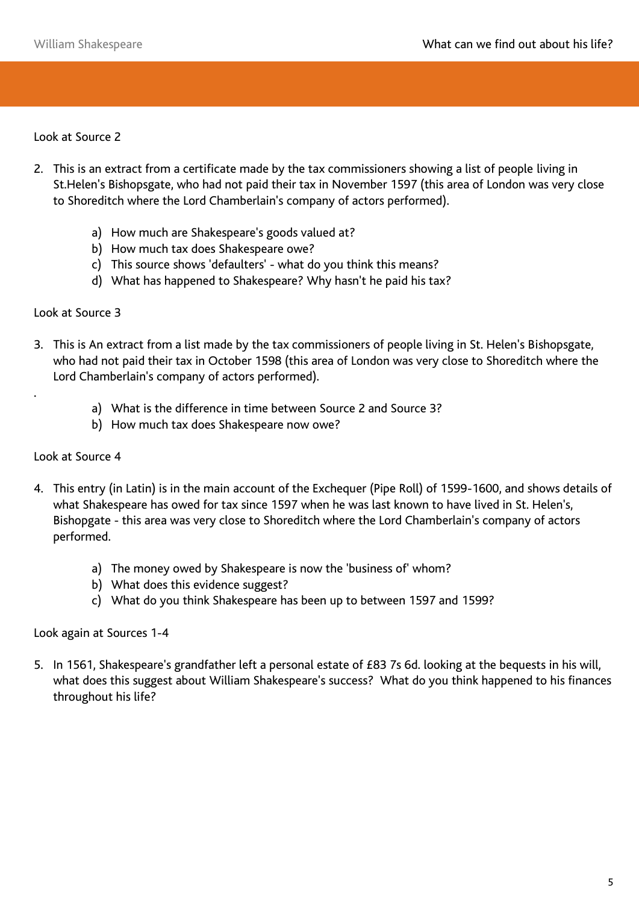Look at Source 2

2. This is an extract from a certificate made by the tax commissioners showing a list of people living in St.Helen's Bishopsgate, who had not paid their tax in November 1597 (this area of London was very close to Shoreditch where the Lord Chamberlain's company of actors performed).

    a) How much are Shakespeare's goods valued at?
    b) How much tax does Shakespeare owe?
    c) This source shows 'defaulters' - what do you think this means?
    d) What has happened to Shakespeare? Why hasn't he paid his tax?

Look at Source 3

3. This is An extract from a list made by the tax commissioners of people living in St. Helen's Bishopsgate, who had not paid their tax in October 1598 (this area of London was very close to Shoreditch where the Lord Chamberlain's company of actors performed).

.

    a) What is the difference in time between Source 2 and Source 3?
    b) How much tax does Shakespeare now owe?

Look at Source 4

4. This entry (in Latin) is in the main account of the Exchequer (Pipe Roll) of 1599-1600, and shows details of what Shakespeare has owed for tax since 1597 when he was last known to have lived in St. Helen's, Bishopgate - this area was very close to Shoreditch where the Lord Chamberlain's company of actors performed.

    a) The money owed by Shakespeare is now the 'business of' whom?
    b) What does this evidence suggest?
    c) What do you think Shakespeare has been up to between 1597 and 1599?

Look again at Sources 1-4

5. In 1561, Shakespeare's grandfather left a personal estate of £83 7s 6d. looking at the bequests in his will, what does this suggest about William Shakespeare's success? What do you think happened to his finances throughout his life?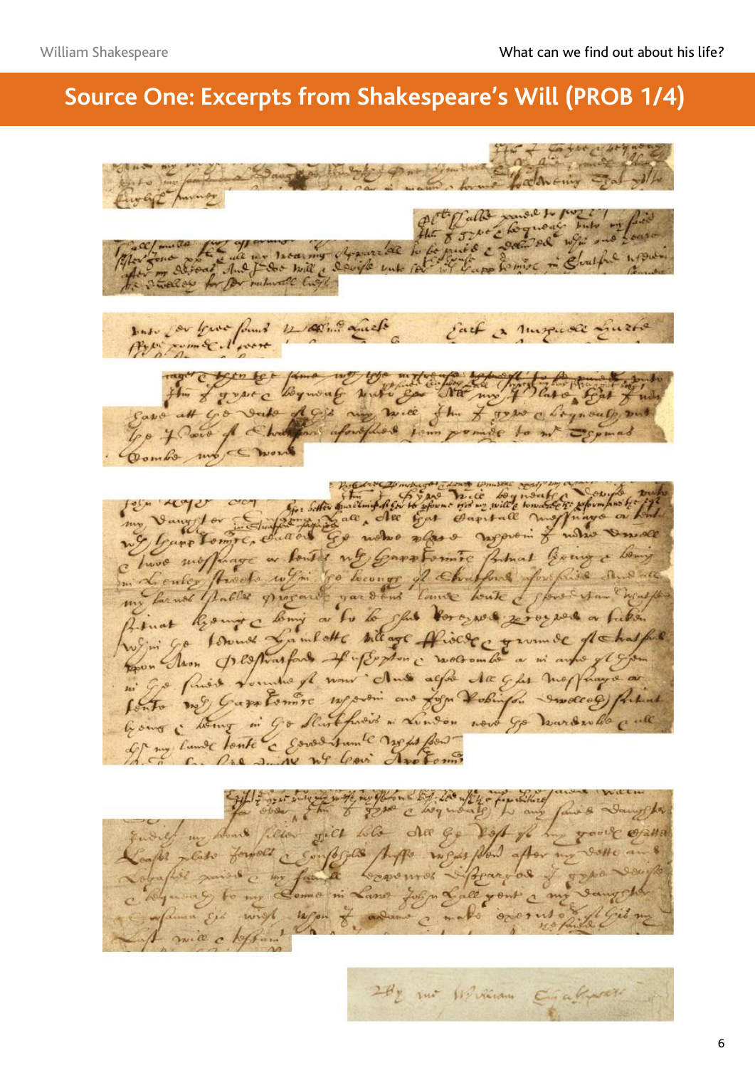## Source One: Excerpts from Shakespeare's Will (PROB 1/4)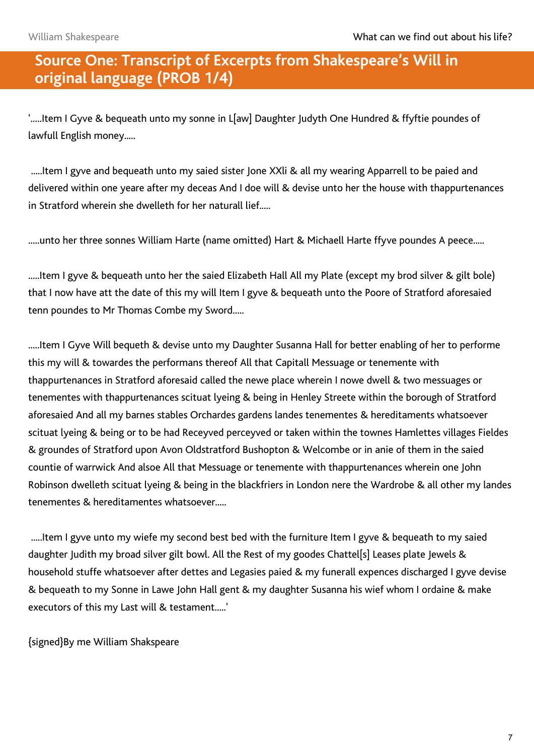## Source One: Transcript of Excerpts from Shakespeare's Will in original language (PROB 1/4)

'.....Item I Gyve & bequeath unto my sonne in L[aw] Daughter Judyth One Hundred & ffyftie poundes of lawfull English money.....

.....Item I gyve and bequeath unto my saied sister Jone XXli & all my wearing Apparrell to be paied and delivered within one yeare after my deceas And I doe will & devise unto her the house with thappurtenances in Stratford wherein she dwelleth for her naturall lief.....

.....unto her three sonnes William Harte (name omitted) Hart & Michaell Harte ffyve poundes A peece.....

.....Item I gyve & bequeath unto her the saied Elizabeth Hall All my Plate (except my brod silver & gilt bole) that I now have att the date of this my will Item I gyve & bequeath unto the Poore of Stratford aforesaied tenn poundes to Mr Thomas Combe my Sword.....

.....Item I Gyve Will bequeth & devise unto my Daughter Susanna Hall for better enabling of her to performe this my will & towardes the performans thereof All that Capitall Messuage or tenemente with thappurtenances in Stratford aforesaid called the newe place wherein I nowe dwell & two messuages or tenementes with thappurtenances scituat lyeing & being in Henley Streete within the borough of Stratford aforesaied And all my barnes stables Orchardes gardens landes tenementes & hereditaments whatsoever scituat lyeing & being or to be had Receyved perceyved or taken within the townes Hamlettes villages Fieldes & groundes of Stratford upon Avon Oldstratford Bushopton & Welcombe or in anie of them in the saied countie of warrwick And alsoe All that Messuage or tenemente with thappurtenances wherein one John Robinson dwelleth scituat lyeing & being in the blackfriers in London nere the Wardrobe & all other my landes tenementes & hereditamentes whatsoever.....

.....Item I gyve unto my wiefe my second best bed with the furniture Item I gyve & bequeath to my saied daughter Judith my broad silver gilt bowl. All the Rest of my goodes Chattel[s] Leases plate Jewels & household stuffe whatsoever after dettes and Legasies paied & my funerall expences discharged I gyve devise & bequeath to my Sonne in Lawe John Hall gent & my daughter Susanna his wief whom I ordaine & make executors of this my Last will & testament.....'

{signed}By me William Shakspeare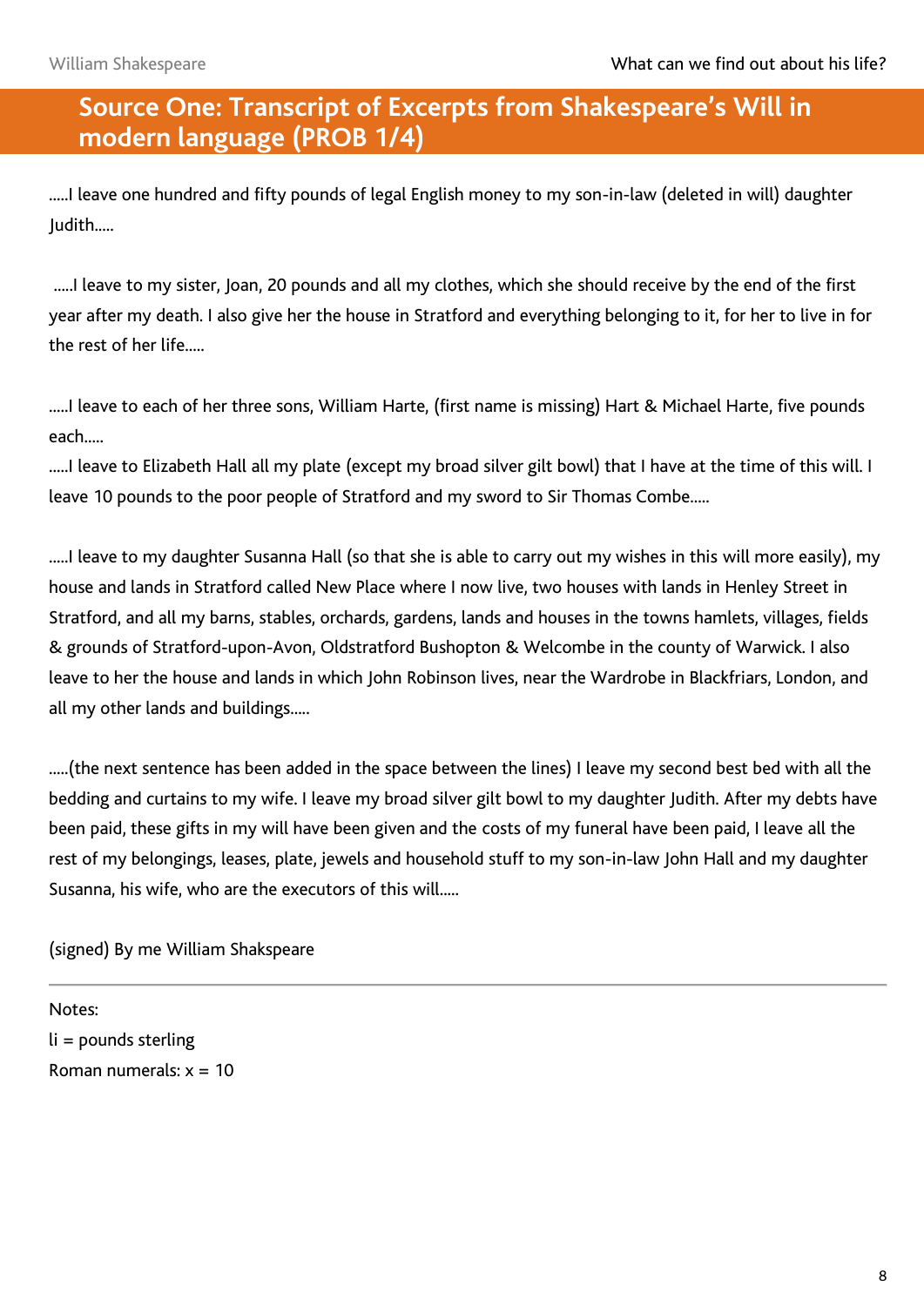## Source One: Transcript of Excerpts from Shakespeare's Will in modern language (PROB 1/4)

.....I leave one hundred and fifty pounds of legal English money to my son-in-law (deleted in will) daughter Judith.....

.....I leave to my sister, Joan, 20 pounds and all my clothes, which she should receive by the end of the first year after my death. I also give her the house in Stratford and everything belonging to it, for her to live in for the rest of her life.....

.....I leave to each of her three sons, William Harte, (first name is missing) Hart & Michael Harte, five pounds each.....
.....I leave to Elizabeth Hall all my plate (except my broad silver gilt bowl) that I have at the time of this will. I leave 10 pounds to the poor people of Stratford and my sword to Sir Thomas Combe.....

.....I leave to my daughter Susanna Hall (so that she is able to carry out my wishes in this will more easily), my house and lands in Stratford called New Place where I now live, two houses with lands in Henley Street in Stratford, and all my barns, stables, orchards, gardens, lands and houses in the towns hamlets, villages, fields & grounds of Stratford-upon-Avon, Oldstratford Bushopton & Welcombe in the county of Warwick. I also leave to her the house and lands in which John Robinson lives, near the Wardrobe in Blackfriars, London, and all my other lands and buildings.....

.....(the next sentence has been added in the space between the lines) I leave my second best bed with all the bedding and curtains to my wife. I leave my broad silver gilt bowl to my daughter Judith. After my debts have been paid, these gifts in my will have been given and the costs of my funeral have been paid, I leave all the rest of my belongings, leases, plate, jewels and household stuff to my son-in-law John Hall and my daughter Susanna, his wife, who are the executors of this will.....

(signed) By me William Shakspeare

---

Notes:
li = pounds sterling
Roman numerals: x = 10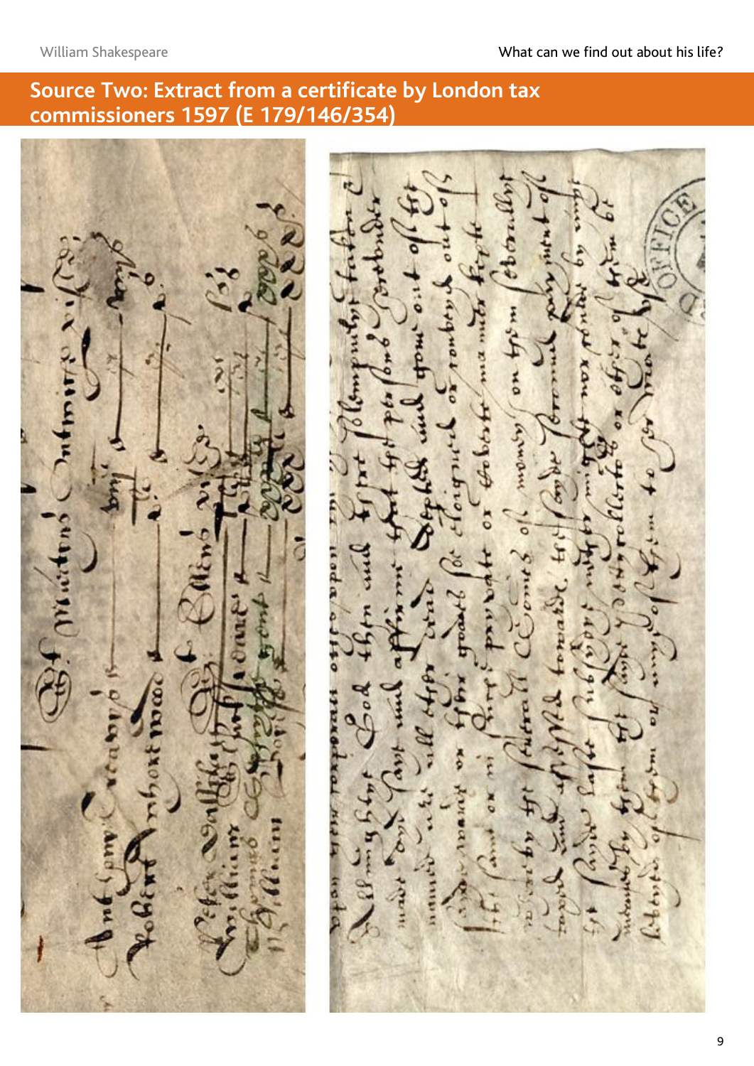# Source Two: Extract from a certificate by London tax commissioners 1597 (E 179/146/354)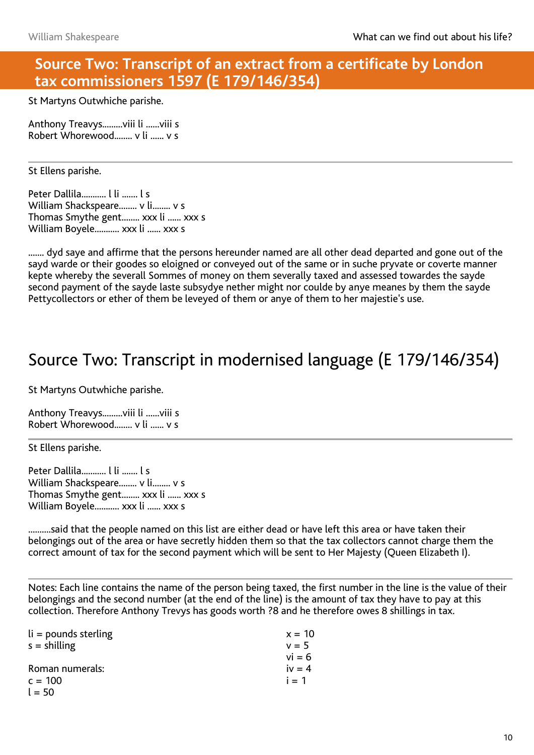## Source Two: Transcript of an extract from a certificate by London tax commissioners 1597 (E 179/146/354)

St Martyns Outwhiche parishe.

Anthony Treavys.........viii li ......viii s  
Robert Whorewood........ v li ...... v s

---

St Ellens parishe.

Peter Dallila........... l li ....... l s  
William Shackspeare........ v li........ v s  
Thomas Smythe gent........ xxx li ...... xxx s  
William Boyele........... xxx li ...... xxx s

....... dyd saye and affirme that the persons hereunder named are all other dead departed and gone out of the sayd warde or their goodes so eloigned or conveyed out of the same or in suche pryvate or coverte manner kepte whereby the severall Sommes of money on them severally taxed and assessed towardes the sayde second payment of the sayde laste subsydye nether might nor coulde by anye meanes by them the sayde Pettycollectors or ether of them be leveyed of them or anye of them to her majestie's use.

# Source Two: Transcript in modernised language (E 179/146/354)

St Martyns Outwhiche parishe.

Anthony Treavys.........viii li ......viii s  
Robert Whorewood........ v li ...... v s

---

St Ellens parishe.

Peter Dallila........... l li ....... l s  
William Shackspeare........ v li........ v s  
Thomas Smythe gent........ xxx li ...... xxx s  
William Boyele........... xxx li ...... xxx s

..........said that the people named on this list are either dead or have left this area or have taken their belongings out of the area or have secretly hidden them so that the tax collectors cannot charge them the correct amount of tax for the second payment which will be sent to Her Majesty (Queen Elizabeth I).

---

Notes: Each line contains the name of the person being taxed, the first number in the line is the value of their belongings and the second number (at the end of the line) is the amount of tax they have to pay at this collection. Therefore Anthony Trevys has goods worth ?8 and he therefore owes 8 shillings in tax.

li = pounds sterling  
s = shilling

Roman numerals:  
c = 100  
l = 50  
x = 10  
v = 5  
vi = 6  
iv = 4  
i = 1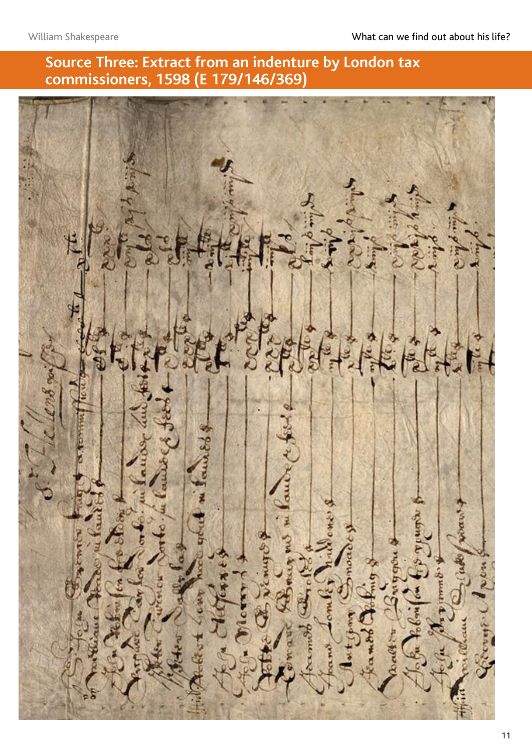## Source Three: Extract from an indenture by London tax commissioners, 1598 (E 179/146/369)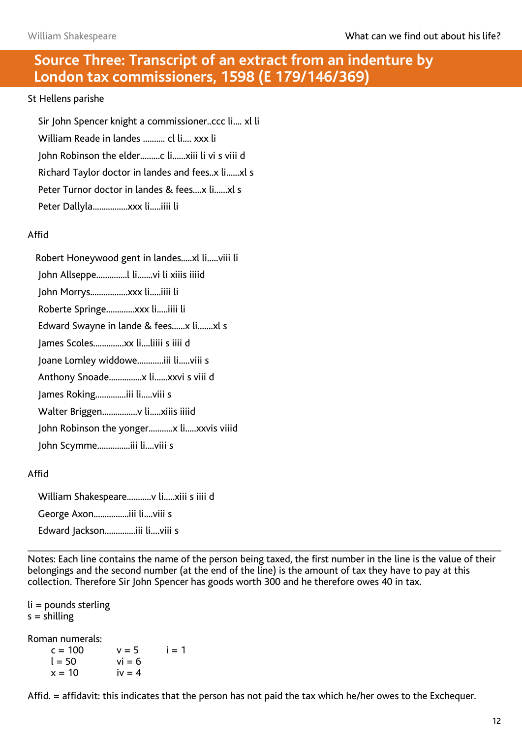## Source Three: Transcript of an extract from an indenture by London tax commissioners, 1598 (E 179/146/369)

St Hellens parishe

Sir John Spencer knight a commissioner..ccc li.... xl li

William Reade in landes .......... cl li.... xxx li

John Robinson the elder.........c li......xiii li vi s viii d

Richard Taylor doctor in landes and fees..x li......xl s

Peter Turnor doctor in landes & fees....x li......xl s

Peter Dallyla................xxx li.....iiii li

Affid

Robert Honeywood gent in landes.....xl li.....viii li

John Allseppe..............l li.......vi li xiiis iiiid

John Morrys.................xxx li.....iiii li

Roberte Springe............xxx li.....iiii li

Edward Swayne in lande & fees......x li.......xl s

James Scoles..............xx li....liiii s iiii d

Joane Lomley widdowe............iii li.....viii s

Anthony Snoade...............x li......xxvi s viii d

James Roking..............iii li.....viii s

Walter Briggen................v li.....xiiis iiiid

John Robinson the yonger...........x li.....xxvis viiid

John Scymme...............iii li....viii s

Affid

William Shakespeare...........v li.....xiii s iiii d

George Axon................iii li....viii s

Edward Jackson..............iii li....viii s

---

Notes: Each line contains the name of the person being taxed, the first number in the line is the value of their belongings and the second number (at the end of the line) is the amount of tax they have to pay at this collection. Therefore Sir John Spencer has goods worth 300 and he therefore owes 40 in tax.

li = pounds sterling
s = shilling

Roman numerals:

| | | |
|---|---|---|
| c = 100 | v = 5 | i = 1 |
| l = 50 | vi = 6 | |
| x = 10 | iv = 4 | |

Affid. = affidavit: this indicates that the person has not paid the tax which he/her owes to the Exchequer.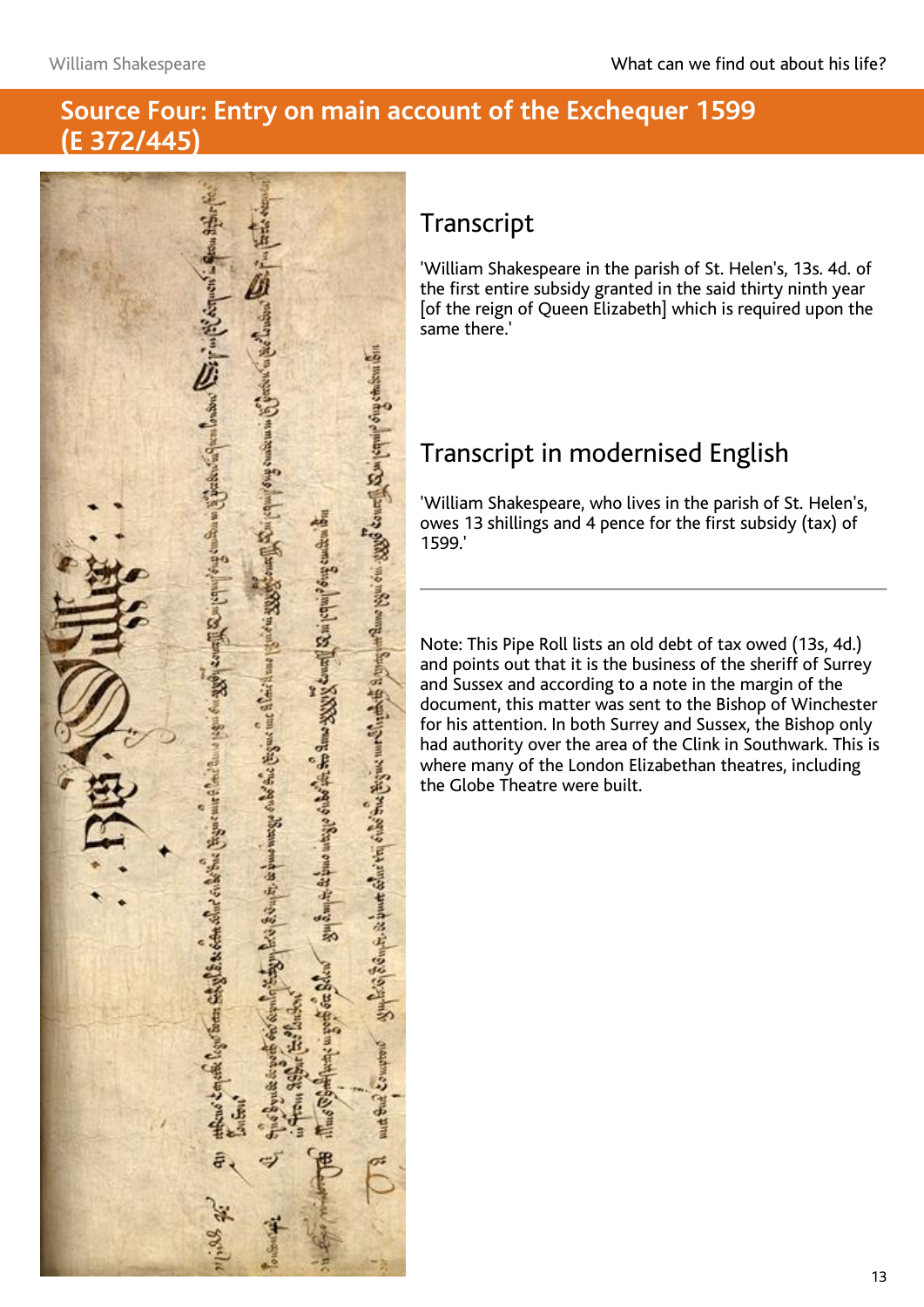## Source Four: Entry on main account of the Exchequer 1599 (E 372/445)

### Transcript

'William Shakespeare in the parish of St. Helen's, 13s. 4d. of the first entire subsidy granted in the said thirty ninth year [of the reign of Queen Elizabeth] which is required upon the same there.'

### Transcript in modernised English

'William Shakespeare, who lives in the parish of St. Helen's, owes 13 shillings and 4 pence for the first subsidy (tax) of 1599.'

---

Note: This Pipe Roll lists an old debt of tax owed (13s, 4d.) and points out that it is the business of the sheriff of Surrey and Sussex and according to a note in the margin of the document, this matter was sent to the Bishop of Winchester for his attention. In both Surrey and Sussex, the Bishop only had authority over the area of the Clink in Southwark. This is where many of the London Elizabethan theatres, including the Globe Theatre were built.